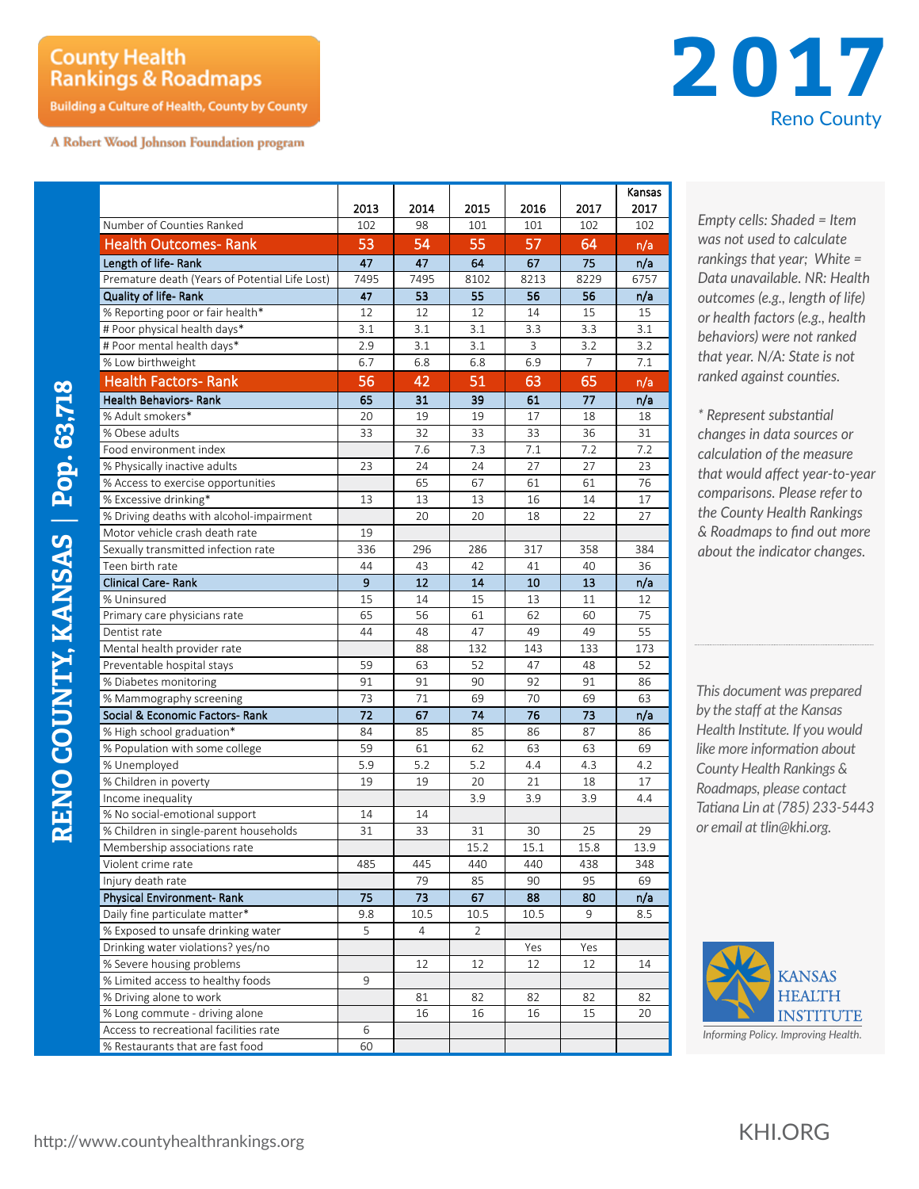County Health Rankings & Roadmaps

Building a Culture of Health, County by County

A Robert Wood Johnson Foundation program

# 2017

Reno County

## RENO COUNTY, KANSAS | Pop. 63,718

| | 2013 | 2014 | 2015 | 2016 | 2017 | Kansas 2017 |
|---|---|---|---|---|---|---|
| Number of Counties Ranked | 102 | 98 | 101 | 101 | 102 | 102 |
| **Health Outcomes- Rank** | **53** | **54** | **55** | **57** | **64** | **n/a** |
| **Length of life- Rank** | **47** | **47** | **64** | **67** | **75** | **n/a** |
| Premature death (Years of Potential Life Lost) | 7495 | 7495 | 8102 | 8213 | 8229 | 6757 |
| **Quality of life- Rank** | **47** | **53** | **55** | **56** | **56** | **n/a** |
| % Reporting poor or fair health* | 12 | 12 | 12 | 14 | 15 | 15 |
| # Poor physical health days* | 3.1 | 3.1 | 3.1 | 3.3 | 3.3 | 3.1 |
| # Poor mental health days* | 2.9 | 3.1 | 3.1 | 3 | 3.2 | 3.2 |
| % Low birthweight | 6.7 | 6.8 | 6.8 | 6.9 | 7 | 7.1 |
| **Health Factors- Rank** | **56** | **42** | **51** | **63** | **65** | **n/a** |
| **Health Behaviors- Rank** | **65** | **31** | **39** | **61** | **77** | **n/a** |
| % Adult smokers* | 20 | 19 | 19 | 17 | 18 | 18 |
| % Obese adults | 33 | 32 | 33 | 33 | 36 | 31 |
| Food environment index | | 7.6 | 7.3 | 7.1 | 7.2 | 7.2 |
| % Physically inactive adults | 23 | 24 | 24 | 27 | 27 | 23 |
| % Access to exercise opportunities | | 65 | 67 | 61 | 61 | 76 |
| % Excessive drinking* | 13 | 13 | 13 | 16 | 14 | 17 |
| % Driving deaths with alcohol-impairment | | 20 | 20 | 18 | 22 | 27 |
| Motor vehicle crash death rate | 19 | | | | | |
| Sexually transmitted infection rate | 336 | 296 | 286 | 317 | 358 | 384 |
| Teen birth rate | 44 | 43 | 42 | 41 | 40 | 36 |
| **Clinical Care- Rank** | **9** | **12** | **14** | **10** | **13** | **n/a** |
| % Uninsured | 15 | 14 | 15 | 13 | 11 | 12 |
| Primary care physicians rate | 65 | 56 | 61 | 62 | 60 | 75 |
| Dentist rate | 44 | 48 | 47 | 49 | 49 | 55 |
| Mental health provider rate | | 88 | 132 | 143 | 133 | 173 |
| Preventable hospital stays | 59 | 63 | 52 | 47 | 48 | 52 |
| % Diabetes monitoring | 91 | 91 | 90 | 92 | 91 | 86 |
| % Mammography screening | 73 | 71 | 69 | 70 | 69 | 63 |
| **Social & Economic Factors- Rank** | **72** | **67** | **74** | **76** | **73** | **n/a** |
| % High school graduation* | 84 | 85 | 85 | 86 | 87 | 86 |
| % Population with some college | 59 | 61 | 62 | 63 | 63 | 69 |
| % Unemployed | 5.9 | 5.2 | 5.2 | 4.4 | 4.3 | 4.2 |
| % Children in poverty | 19 | 19 | 20 | 21 | 18 | 17 |
| Income inequality | | | 3.9 | 3.9 | 3.9 | 4.4 |
| % No social-emotional support | 14 | 14 | | | | |
| % Children in single-parent households | 31 | 33 | 31 | 30 | 25 | 29 |
| Membership associations rate | | | 15.2 | 15.1 | 15.8 | 13.9 |
| Violent crime rate | 485 | 445 | 440 | 440 | 438 | 348 |
| Injury death rate | | 79 | 85 | 90 | 95 | 69 |
| **Physical Environment- Rank** | **75** | **73** | **67** | **88** | **80** | **n/a** |
| Daily fine particulate matter* | 9.8 | 10.5 | 10.5 | 10.5 | 9 | 8.5 |
| % Exposed to unsafe drinking water | 5 | 4 | 2 | | | |
| Drinking water violations? yes/no | | | | Yes | Yes | |
| % Severe housing problems | | 12 | 12 | 12 | 12 | 14 |
| % Limited access to healthy foods | 9 | | | | | |
| % Driving alone to work | | 81 | 82 | 82 | 82 | 82 |
| % Long commute - driving alone | | 16 | 16 | 16 | 15 | 20 |
| Access to recreational facilities rate | 6 | | | | | |
| % Restaurants that are fast food | 60 | | | | | |

*Empty cells: Shaded = Item was not used to calculate rankings that year; White = Data unavailable. NR: Health outcomes (e.g., length of life) or health factors (e.g., health behaviors) were not ranked that year. N/A: State is not ranked against counties.*

*\* Represent substantial changes in data sources or calculation of the measure that would affect year-to-year comparisons. Please refer to the County Health Rankings & Roadmaps to find out more about the indicator changes.*

*This document was prepared by the staff at the Kansas Health Institute. If you would like more information about County Health Rankings & Roadmaps, please contact Tatiana Lin at (785) 233-5443 or email at tlin@khi.org.*

KANSAS HEALTH INSTITUTE

Informing Policy. Improving Health.

http://www.countyhealthrankings.org

KHI.ORG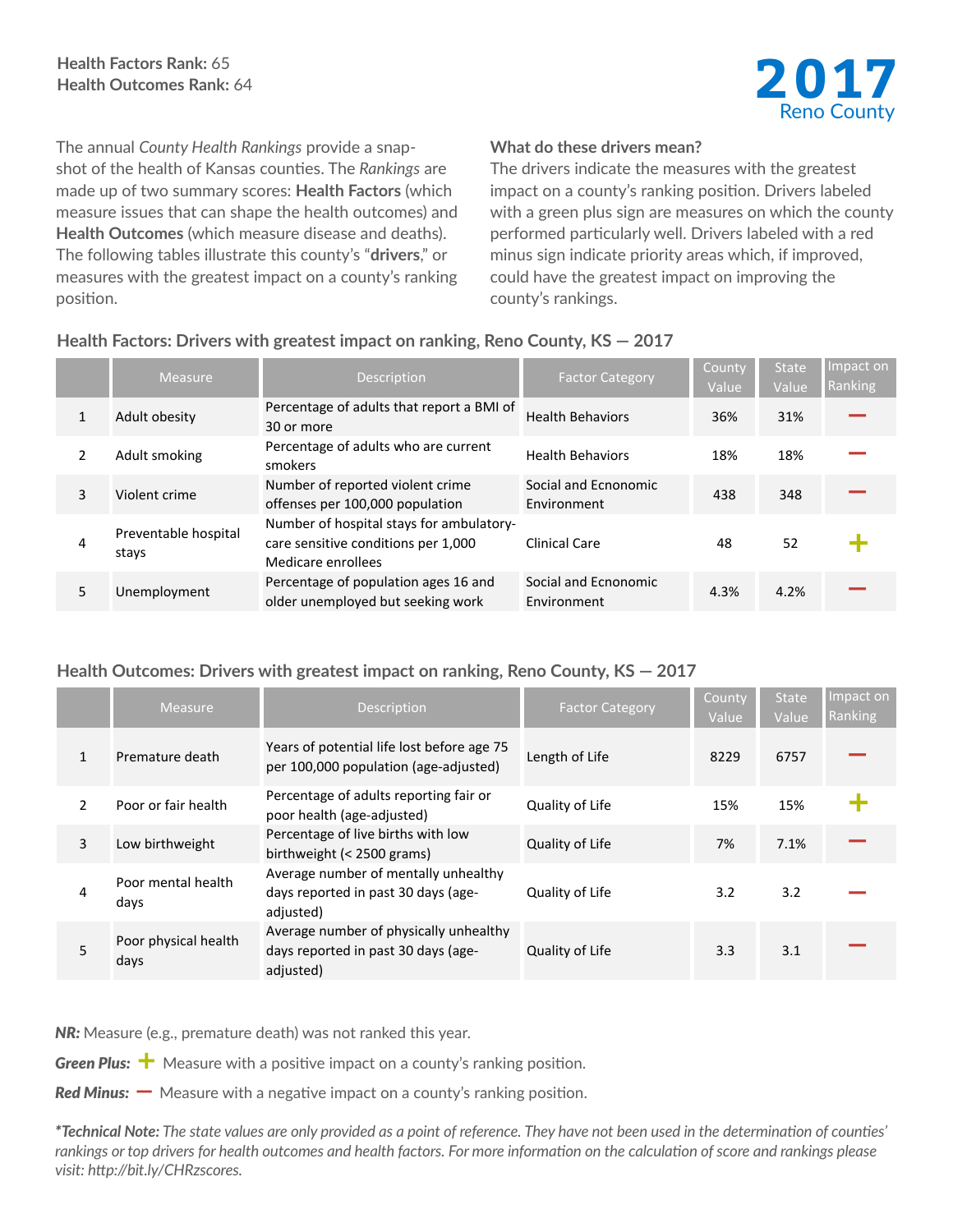**Health Factors Rank:** 65
**Health Outcomes Rank:** 64

# 2017
## Reno County

The annual *County Health Rankings* provide a snapshot of the health of Kansas counties. The *Rankings* are made up of two summary scores: **Health Factors** (which measure issues that can shape the health outcomes) and **Health Outcomes** (which measure disease and deaths). The following tables illustrate this county's "**drivers**," or measures with the greatest impact on a county's ranking position.

**What do these drivers mean?**
The drivers indicate the measures with the greatest impact on a county's ranking position. Drivers labeled with a green plus sign are measures on which the county performed particularly well. Drivers labeled with a red minus sign indicate priority areas which, if improved, could have the greatest impact on improving the county's rankings.

### Health Factors: Drivers with greatest impact on ranking, Reno County, KS — 2017

| | Measure | Description | Factor Category | County Value | State Value | Impact on Ranking |
|---|---|---|---|---|---|---|
| 1 | Adult obesity | Percentage of adults that report a BMI of 30 or more | Health Behaviors | 36% | 31% | − |
| 2 | Adult smoking | Percentage of adults who are current smokers | Health Behaviors | 18% | 18% | − |
| 3 | Violent crime | Number of reported violent crime offenses per 100,000 population | Social and Ecnonomic Environment | 438 | 348 | − |
| 4 | Preventable hospital stays | Number of hospital stays for ambulatory-care sensitive conditions per 1,000 Medicare enrollees | Clinical Care | 48 | 52 | + |
| 5 | Unemployment | Percentage of population ages 16 and older unemployed but seeking work | Social and Ecnonomic Environment | 4.3% | 4.2% | − |

### Health Outcomes: Drivers with greatest impact on ranking, Reno County, KS — 2017

| | Measure | Description | Factor Category | County Value | State Value | Impact on Ranking |
|---|---|---|---|---|---|---|
| 1 | Premature death | Years of potential life lost before age 75 per 100,000 population (age-adjusted) | Length of Life | 8229 | 6757 | − |
| 2 | Poor or fair health | Percentage of adults reporting fair or poor health (age-adjusted) | Quality of Life | 15% | 15% | + |
| 3 | Low birthweight | Percentage of live births with low birthweight (< 2500 grams) | Quality of Life | 7% | 7.1% | − |
| 4 | Poor mental health days | Average number of mentally unhealthy days reported in past 30 days (age-adjusted) | Quality of Life | 3.2 | 3.2 | − |
| 5 | Poor physical health days | Average number of physically unhealthy days reported in past 30 days (age-adjusted) | Quality of Life | 3.3 | 3.1 | − |

***NR:*** Measure (e.g., premature death) was not ranked this year.

***Green Plus:*** + Measure with a positive impact on a county's ranking position.

***Red Minus:*** − Measure with a negative impact on a county's ranking position.

****Technical Note:** The state values are only provided as a point of reference. They have not been used in the determination of counties' rankings or top drivers for health outcomes and health factors. For more information on the calculation of score and rankings please visit: http://bit.ly/CHRzscores.*